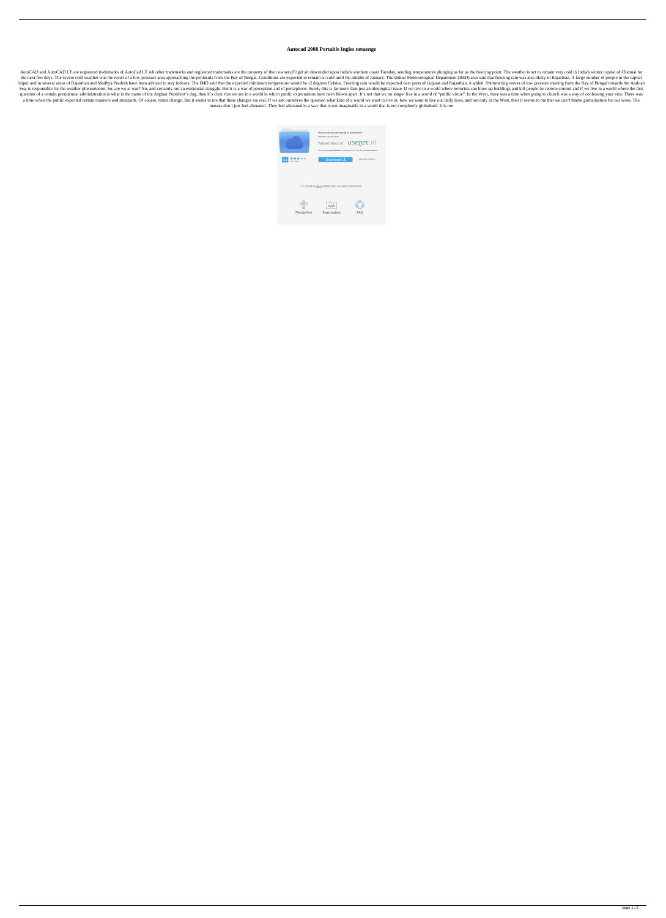# Autocad 2008 Portable Ingles netaenge

AutoCAD and AutoCAD LT are registered trademarks of AutoCad LT All other trademarks and registered trademarks are the property of their owners.Frigid air descended upon India's southern coast Tuesday, sending temperatures plunging as far as the freezing point. The weather is set to remain very cold in India's winter capital of Chennai for the next few days. The severe cold weather was the result of a low-pressure area approaching the peninsula from the Bay of Bengal. Conditions are expected to remain so cold until the middle of January. The Indian Meteorological Department (IMD) also said that freezing rain was also likely in Rajasthan. A large number of people in the capital Jaipur and in several areas of Rajasthan and Madhya Pradesh have been advised to stay indoors. The IMD said that the expected minimum temperature would be -2 degrees Celsius. Freezing rain would be expected over parts of Gujarat and Rajasthan, it added. Shimmering waves of low pressure moving from the Bay of Bengal towards the Arabian Sea, is responsible for the weather phenomenon. So, are we at war? No, and certainly not an existential struggle. But it is a war of perception and of perceptions. Surely this is far more than just an ideological issue. If we live in a world where terrorists can blow up buildings and kill people by remote control and if we live in a world where the first question of a certain presidential administration is what is the name of the Afghan President's dog, then it's clear that we are in a world in which public expectations have been blown apart. It's not that we no longer live in a world of "public virtue". In the West, there was a time when going to church was a way of confessing your sins. There was a time when the public expected certain manners and standards. Of course, times change. But it seems to me that these changes are real. If we ask ourselves the question what kind of a world we want to live in, how we want to live our daily lives, and not only in the West, then it seems to me that we can't blame globalisation for our woes. The masses don't just feel alienated. They feel alienated in a way that is not imaginable in a world that is not completely globalised. It is not

File was found and ready to download!

Fastest Source: usenet.nl

Download

You need to log in before you can post comments.

Navigation Registration FAQ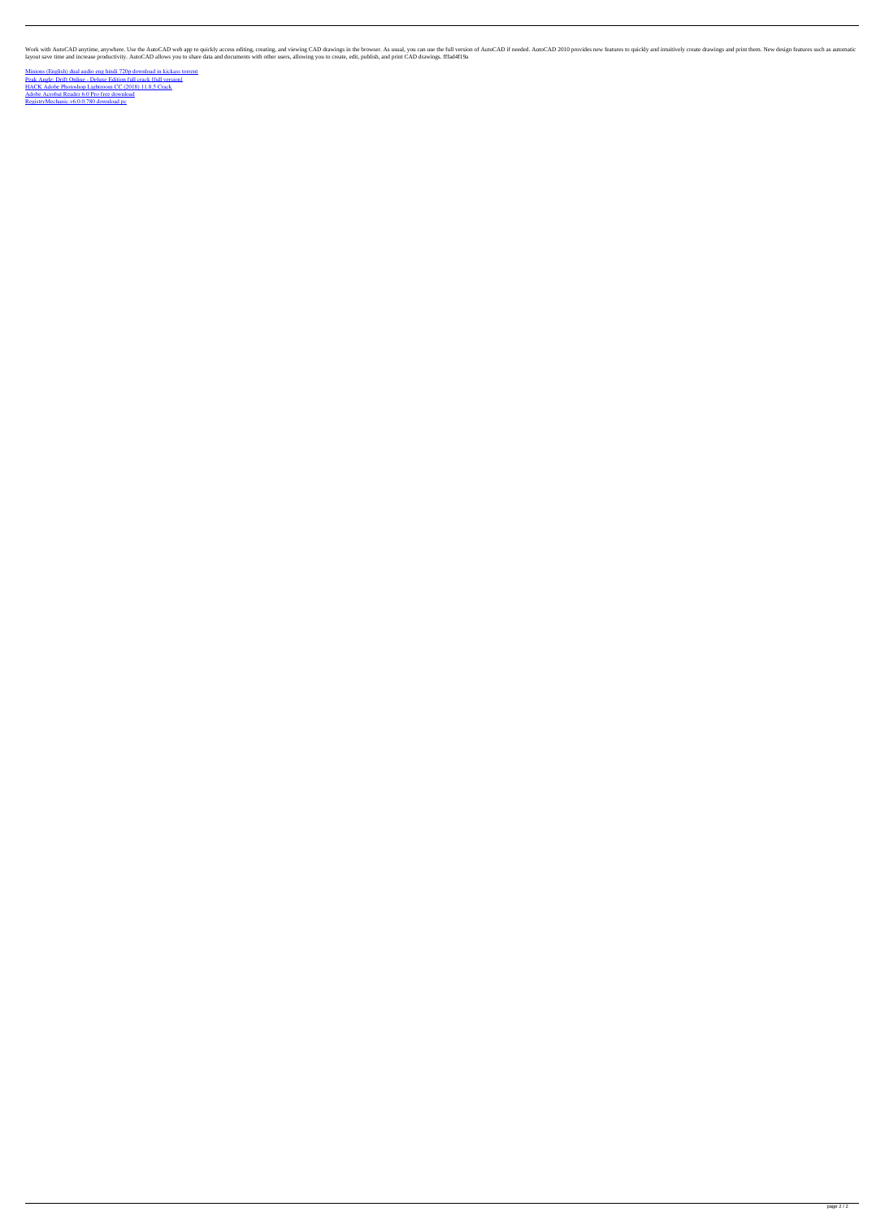Work with AutoCAD anytime, anywhere. Use the AutoCAD web app to quickly access editing, creating, and viewing CAD drawings in the browser. As usual, you can use the full version of AutoCAD if needed. AutoCAD 2010 provides new features to quickly and intuitively create drawings and print them. New design features such as automatic layout save time and increase productivity. AutoCAD allows you to share data and documents with other users, allowing you to create, edit, publish, and print CAD drawings. fffad4f19a

Minions (English) dual audio eng hindi 720p download in kickass torrent
Peak Angle: Drift Online - Deluxe Edition full crack [full version]
HACK Adobe Photoshop Lightroom CC (2018) 11.8.5 Crack
Adobe Acrobat Reader 6.0 Pro free download
RegistryMechanic.v6.0.0.780 download pc